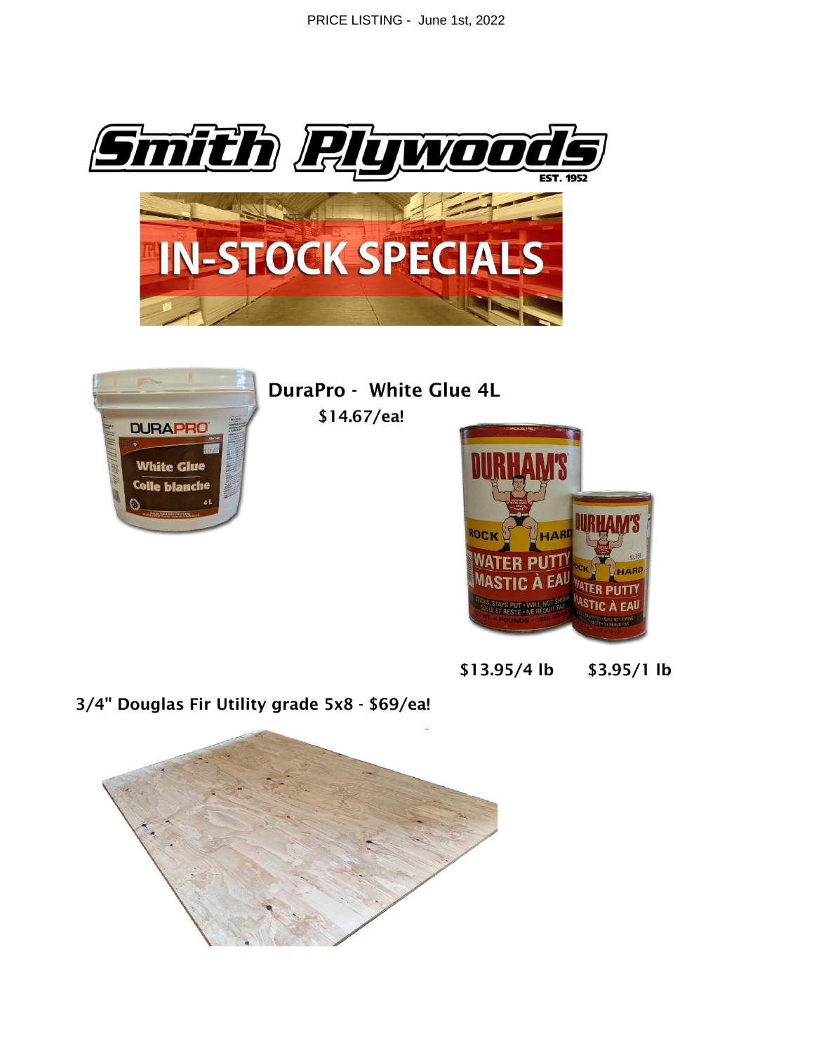PRICE LISTING - June 1st, 2022

# Smith Plywoods

EST. 1952

## IN-STOCK SPECIALS

**DuraPro - White Glue 4L**

**$14.67/ea!**

**$13.95/4 lb $3.95/1 lb**

**3/4" Douglas Fir Utility grade 5x8 - $69/ea!**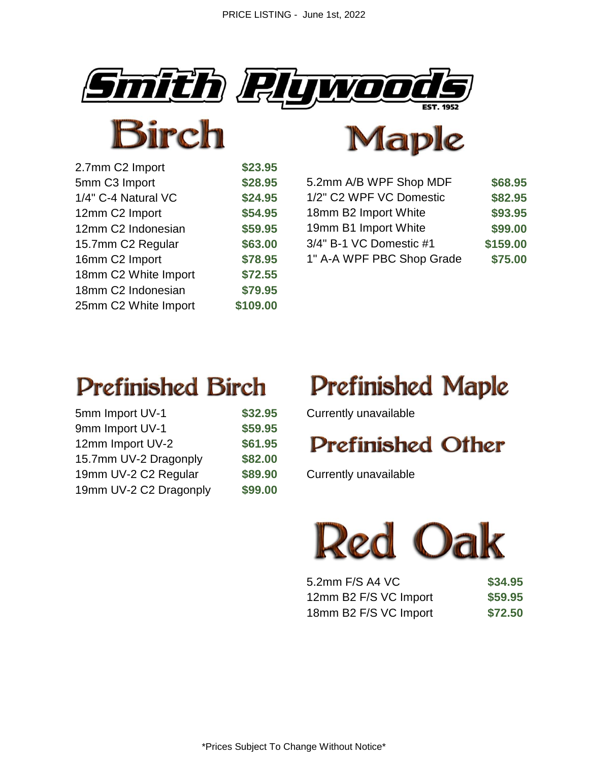PRICE LISTING - June 1st, 2022

# Smith Plywoods

EST. 1952

## Birch

| Product | Price |
|---|---|
| 2.7mm C2 Import | $23.95 |
| 5mm C3 Import | $28.95 |
| 1/4" C-4 Natural VC | $24.95 |
| 12mm C2 Import | $54.95 |
| 12mm C2 Indonesian | $59.95 |
| 15.7mm C2 Regular | $63.00 |
| 16mm C2 Import | $78.95 |
| 18mm C2 White Import | $72.55 |
| 18mm C2 Indonesian | $79.95 |
| 25mm C2 White Import | $109.00 |

## Maple

| Product | Price |
|---|---|
| 5.2mm A/B WPF Shop MDF | $68.95 |
| 1/2" C2 WPF VC Domestic | $82.95 |
| 18mm B2 Import White | $93.95 |
| 19mm B1 Import White | $99.00 |
| 3/4" B-1 VC Domestic #1 | $159.00 |
| 1" A-A WPF PBC Shop Grade | $75.00 |

## Prefinished Birch

| Product | Price |
|---|---|
| 5mm Import UV-1 | $32.95 |
| 9mm Import UV-1 | $59.95 |
| 12mm Import UV-2 | $61.95 |
| 15.7mm UV-2 Dragonply | $82.00 |
| 19mm UV-2 C2 Regular | $89.90 |
| 19mm UV-2 C2 Dragonply | $99.00 |

## Prefinished Maple

Currently unavailable

## Prefinished Other

Currently unavailable

## Red Oak

| Product | Price |
|---|---|
| 5.2mm F/S A4 VC | $34.95 |
| 12mm B2 F/S VC Import | $59.95 |
| 18mm B2 F/S VC Import | $72.50 |

\*Prices Subject To Change Without Notice\*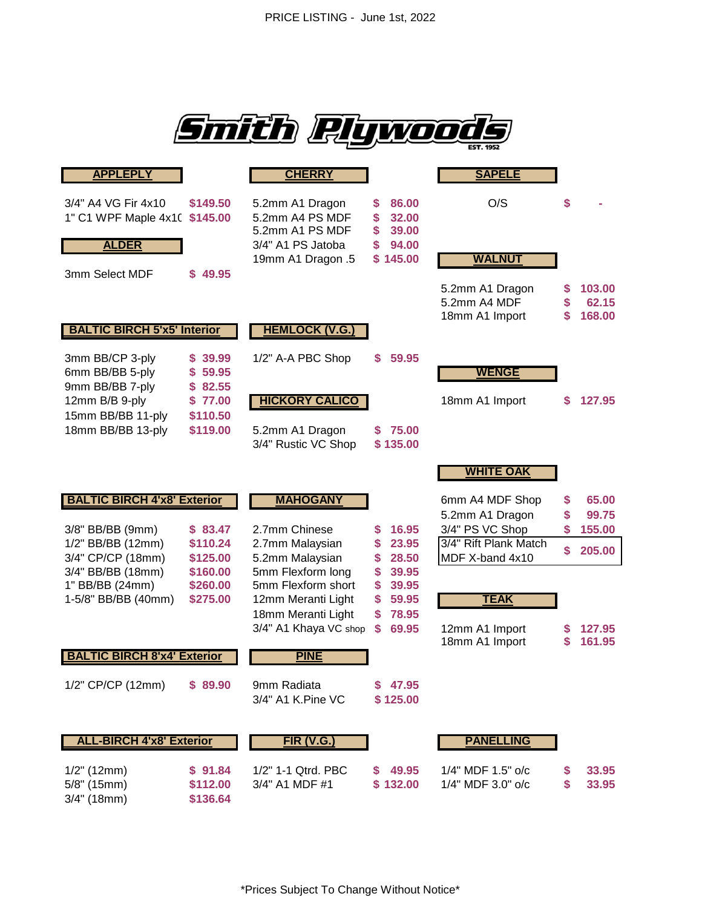PRICE LISTING - June 1st, 2022

# Smith Plywoods

EST. 1952

## APPLEPLY

| Item | Price |
|---|---|
| 3/4" A4 VG Fir 4x10 | $149.50 |
| 1" C1 WPF Maple 4x10 | $145.00 |

## ALDER

| Item | Price |
|---|---|
| 3mm Select MDF | $ 49.95 |

## BALTIC BIRCH 5'x5' Interior

| Item | Price |
|---|---|
| 3mm BB/CP 3-ply | $ 39.99 |
| 6mm BB/BB 5-ply | $ 59.95 |
| 9mm BB/BB 7-ply | $ 82.55 |
| 12mm B/B 9-ply | $ 77.00 |
| 15mm BB/BB 11-ply | $110.50 |
| 18mm BB/BB 13-ply | $119.00 |

## BALTIC BIRCH 4'x8' Exterior

| Item | Price |
|---|---|
| 3/8" BB/BB (9mm) | $ 83.47 |
| 1/2" BB/BB (12mm) | $110.24 |
| 3/4" CP/CP (18mm) | $125.00 |
| 3/4" BB/BB (18mm) | $160.00 |
| 1" BB/BB (24mm) | $260.00 |
| 1-5/8" BB/BB (40mm) | $275.00 |

## BALTIC BIRCH 8'x4' Exterior

| Item | Price |
|---|---|
| 1/2" CP/CP (12mm) | $ 89.90 |

## ALL-BIRCH 4'x8' Exterior

| Item | Price |
|---|---|
| 1/2" (12mm) | $ 91.84 |
| 5/8" (15mm) | $112.00 |
| 3/4" (18mm) | $136.64 |

## CHERRY

| Item | Price |
|---|---|
| 5.2mm A1 Dragon | $ 86.00 |
| 5.2mm A4 PS MDF | $ 32.00 |
| 5.2mm A1 PS MDF | $ 39.00 |
| 3/4" A1 PS Jatoba | $ 94.00 |
| 19mm A1 Dragon .5 | $ 145.00 |

## HEMLOCK (V.G.)

| Item | Price |
|---|---|
| 1/2" A-A PBC Shop | $ 59.95 |

## HICKORY CALICO

| Item | Price |
|---|---|
| 5.2mm A1 Dragon | $ 75.00 |
| 3/4" Rustic VC Shop | $ 135.00 |

## MAHOGANY

| Item | Price |
|---|---|
| 2.7mm Chinese | $ 16.95 |
| 2.7mm Malaysian | $ 23.95 |
| 5.2mm Malaysian | $ 28.50 |
| 5mm Flexform long | $ 39.95 |
| 5mm Flexform short | $ 39.95 |
| 12mm Meranti Light | $ 59.95 |
| 18mm Meranti Light | $ 78.95 |
| 3/4" A1 Khaya VC shop | $ 69.95 |

## PINE

| Item | Price |
|---|---|
| 9mm Radiata | $ 47.95 |
| 3/4" A1 K.Pine VC | $ 125.00 |

## FIR (V.G.)

| Item | Price |
|---|---|
| 1/2" 1-1 Qtrd. PBC | $ 49.95 |
| 3/4" A1 MDF #1 | $ 132.00 |

## SAPELE

| Item | Price |
|---|---|
| O/S | $ - |

## WALNUT

| Item | Price |
|---|---|
| 5.2mm A1 Dragon | $ 103.00 |
| 5.2mm A4 MDF | $ 62.15 |
| 18mm A1 Import | $ 168.00 |

## WENGE

| Item | Price |
|---|---|
| 18mm A1 Import | $ 127.95 |

## WHITE OAK

| Item | Price |
|---|---|
| 6mm A4 MDF Shop | $ 65.00 |
| 5.2mm A1 Dragon | $ 99.75 |
| 3/4" PS VC Shop | $ 155.00 |
| 3/4" Rift Plank Match MDF X-band 4x10 | $ 205.00 |

## TEAK

| Item | Price |
|---|---|
| 12mm A1 Import | $ 127.95 |
| 18mm A1 Import | $ 161.95 |

## PANELLING

| Item | Price |
|---|---|
| 1/4" MDF 1.5" o/c | $ 33.95 |
| 1/4" MDF 3.0" o/c | $ 33.95 |

*Prices Subject To Change Without Notice*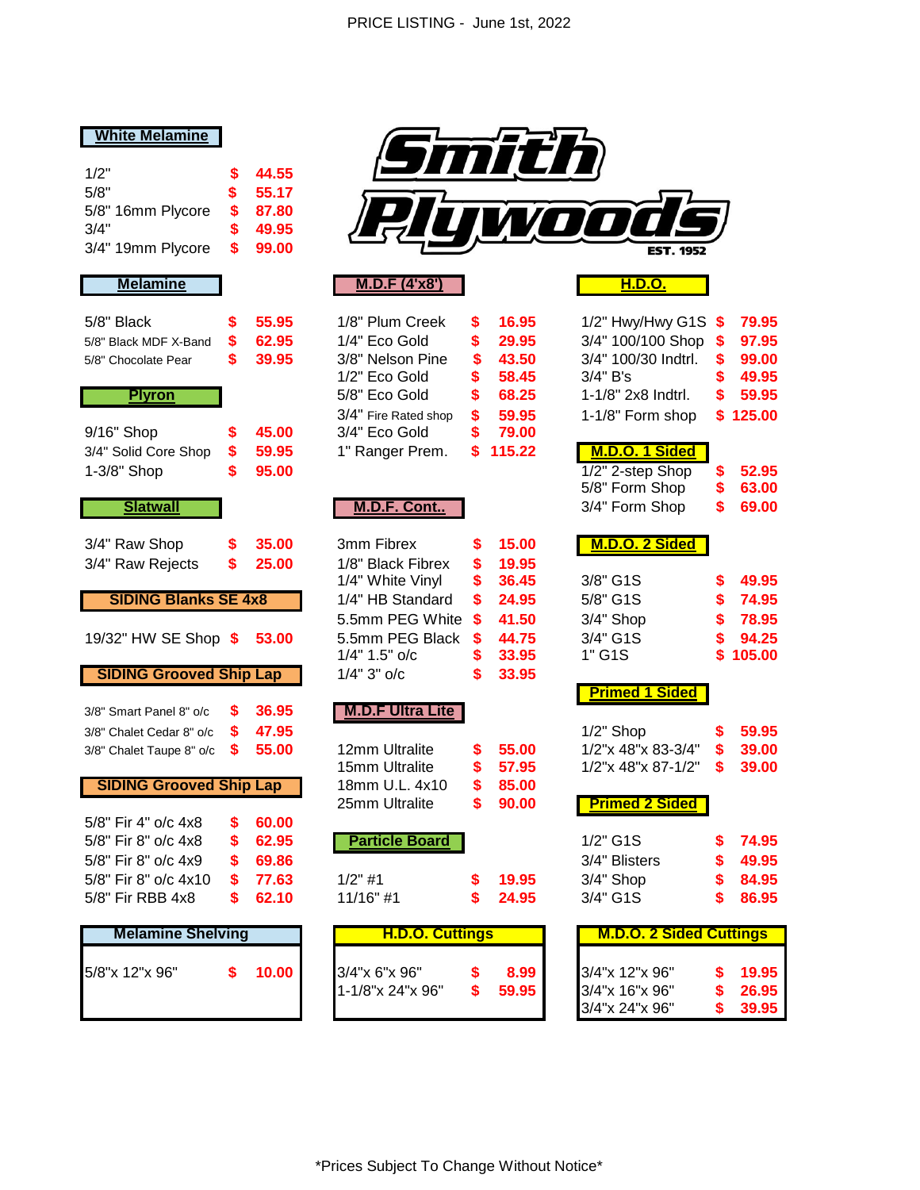PRICE LISTING - June 1st, 2022

# Smith Plywoods

EST. 1952

## White Melamine

| Item | Price |
|---|---|
| 1/2" | $ 44.55 |
| 5/8" | $ 55.17 |
| 5/8" 16mm Plycore | $ 87.80 |
| 3/4" | $ 49.95 |
| 3/4" 19mm Plycore | $ 99.00 |

## Melamine

| Item | Price |
|---|---|
| 5/8" Black | $ 55.95 |
| 5/8" Black MDF X-Band | $ 62.95 |
| 5/8" Chocolate Pear | $ 39.95 |

## Plyron

| Item | Price |
|---|---|
| 9/16" Shop | $ 45.00 |
| 3/4" Solid Core Shop | $ 59.95 |
| 1-3/8" Shop | $ 95.00 |

## Slatwall

| Item | Price |
|---|---|
| 3/4" Raw Shop | $ 35.00 |
| 3/4" Raw Rejects | $ 25.00 |

## SIDING Blanks SE 4x8

| Item | Price |
|---|---|
| 19/32" HW SE Shop | $ 53.00 |

## SIDING Grooved Ship Lap

| Item | Price |
|---|---|
| 3/8" Smart Panel 8" o/c | $ 36.95 |
| 3/8" Chalet Cedar 8" o/c | $ 47.95 |
| 3/8" Chalet Taupe 8" o/c | $ 55.00 |

## SIDING Grooved Ship Lap

| Item | Price |
|---|---|
| 5/8" Fir 4" o/c 4x8 | $ 60.00 |
| 5/8" Fir 8" o/c 4x8 | $ 62.95 |
| 5/8" Fir 8" o/c 4x9 | $ 69.86 |
| 5/8" Fir 8" o/c 4x10 | $ 77.63 |
| 5/8" Fir RBB 4x8 | $ 62.10 |

## Melamine Shelving

| Item | Price |
|---|---|
| 5/8"x 12"x 96" | $ 10.00 |

## M.D.F (4'x8')

| Item | Price |
|---|---|
| 1/8" Plum Creek | $ 16.95 |
| 1/4" Eco Gold | $ 29.95 |
| 3/8" Nelson Pine | $ 43.50 |
| 1/2" Eco Gold | $ 58.45 |
| 5/8" Eco Gold | $ 68.25 |
| 3/4" Fire Rated shop | $ 59.95 |
| 3/4" Eco Gold | $ 79.00 |
| 1" Ranger Prem. | $ 115.22 |

## M.D.F. Cont..

| Item | Price |
|---|---|
| 3mm Fibrex | $ 15.00 |
| 1/8" Black Fibrex | $ 19.95 |
| 1/4" White Vinyl | $ 36.45 |
| 1/4" HB Standard | $ 24.95 |
| 5.5mm PEG White | $ 41.50 |
| 5.5mm PEG Black | $ 44.75 |
| 1/4" 1.5" o/c | $ 33.95 |
| 1/4" 3" o/c | $ 33.95 |

## M.D.F Ultra Lite

| Item | Price |
|---|---|
| 12mm Ultralite | $ 55.00 |
| 15mm Ultralite | $ 57.95 |
| 18mm U.L. 4x10 | $ 85.00 |
| 25mm Ultralite | $ 90.00 |

## Particle Board

| Item | Price |
|---|---|
| 1/2" #1 | $ 19.95 |
| 11/16" #1 | $ 24.95 |

## H.D.O. Cuttings

| Item | Price |
|---|---|
| 3/4"x 6"x 96" | $ 8.99 |
| 1-1/8"x 24"x 96" | $ 59.95 |

## H.D.O.

| Item | Price |
|---|---|
| 1/2" Hwy/Hwy G1S | $ 79.95 |
| 3/4" 100/100 Shop | $ 97.95 |
| 3/4" 100/30 Indtrl. | $ 99.00 |
| 3/4" B's | $ 49.95 |
| 1-1/8" 2x8 Indtrl. | $ 59.95 |
| 1-1/8" Form shop | $ 125.00 |

## M.D.O. 1 Sided

| Item | Price |
|---|---|
| 1/2" 2-step Shop | $ 52.95 |
| 5/8" Form Shop | $ 63.00 |
| 3/4" Form Shop | $ 69.00 |

## M.D.O. 2 Sided

| Item | Price |
|---|---|
| 3/8" G1S | $ 49.95 |
| 5/8" G1S | $ 74.95 |
| 3/4" Shop | $ 78.95 |
| 3/4" G1S | $ 94.25 |
| 1" G1S | $ 105.00 |

## Primed 1 Sided

| Item | Price |
|---|---|
| 1/2" Shop | $ 59.95 |
| 1/2"x 48"x 83-3/4" | $ 39.00 |
| 1/2"x 48"x 87-1/2" | $ 39.00 |

## Primed 2 Sided

| Item | Price |
|---|---|
| 1/2" G1S | $ 74.95 |
| 3/4" Blisters | $ 49.95 |
| 3/4" Shop | $ 84.95 |
| 3/4" G1S | $ 86.95 |

## M.D.O. 2 Sided Cuttings

| Item | Price |
|---|---|
| 3/4"x 12"x 96" | $ 19.95 |
| 3/4"x 16"x 96" | $ 26.95 |
| 3/4"x 24"x 96" | $ 39.95 |

*Prices Subject To Change Without Notice*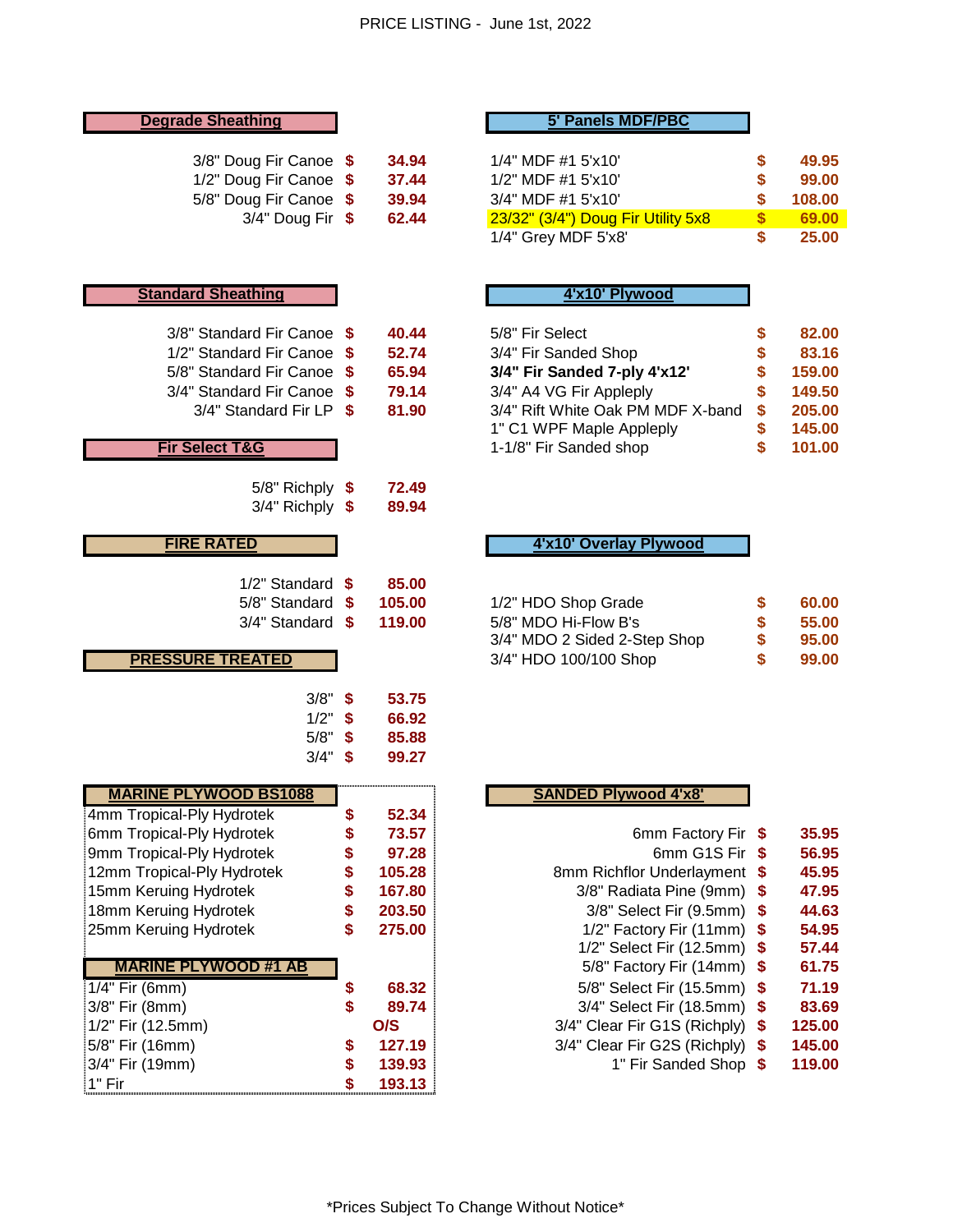PRICE LISTING - June 1st, 2022

## Degrade Sheathing

| Item | Price |
|---|---|
| 3/8" Doug Fir Canoe | $ 34.94 |
| 1/2" Doug Fir Canoe | $ 37.44 |
| 5/8" Doug Fir Canoe | $ 39.94 |
| 3/4" Doug Fir | $ 62.44 |

## Standard Sheathing

| Item | Price |
|---|---|
| 3/8" Standard Fir Canoe | $ 40.44 |
| 1/2" Standard Fir Canoe | $ 52.74 |
| 5/8" Standard Fir Canoe | $ 65.94 |
| 3/4" Standard Fir Canoe | $ 79.14 |
| 3/4" Standard Fir LP | $ 81.90 |

## Fir Select T&G

| Item | Price |
|---|---|
| 5/8" Richply | $ 72.49 |
| 3/4" Richply | $ 89.94 |

## FIRE RATED

| Item | Price |
|---|---|
| 1/2" Standard | $ 85.00 |
| 5/8" Standard | $ 105.00 |
| 3/4" Standard | $ 119.00 |

## PRESSURE TREATED

| Item | Price |
|---|---|
| 3/8" | $ 53.75 |
| 1/2" | $ 66.92 |
| 5/8" | $ 85.88 |
| 3/4" | $ 99.27 |

## MARINE PLYWOOD BS1088

| Item | Price |
|---|---|
| 4mm Tropical-Ply Hydrotek | $ 52.34 |
| 6mm Tropical-Ply Hydrotek | $ 73.57 |
| 9mm Tropical-Ply Hydrotek | $ 97.28 |
| 12mm Tropical-Ply Hydrotek | $ 105.28 |
| 15mm Keruing Hydrotek | $ 167.80 |
| 18mm Keruing Hydrotek | $ 203.50 |
| 25mm Keruing Hydrotek | $ 275.00 |

## MARINE PLYWOOD #1 AB

| Item | Price |
|---|---|
| 1/4" Fir (6mm) | $ 68.32 |
| 3/8" Fir (8mm) | $ 89.74 |
| 1/2" Fir (12.5mm) | O/S |
| 5/8" Fir (16mm) | $ 127.19 |
| 3/4" Fir (19mm) | $ 139.93 |
| 1" Fir | $ 193.13 |

## 5' Panels MDF/PBC

| Item | Price |
|---|---|
| 1/4" MDF #1 5'x10' | $ 49.95 |
| 1/2" MDF #1 5'x10' | $ 99.00 |
| 3/4" MDF #1 5'x10' | $ 108.00 |
| 23/32" (3/4") Doug Fir Utility 5x8 | $ 69.00 |
| 1/4" Grey MDF 5'x8' | $ 25.00 |

## 4'x10' Plywood

| Item | Price |
|---|---|
| 5/8" Fir Select | $ 82.00 |
| 3/4" Fir Sanded Shop | $ 83.16 |
| **3/4" Fir Sanded 7-ply 4'x12'** | $ 159.00 |
| 3/4" A4 VG Fir Appleply | $ 149.50 |
| 3/4" Rift White Oak PM MDF X-band | $ 205.00 |
| 1" C1 WPF Maple Appleply | $ 145.00 |
| 1-1/8" Fir Sanded shop | $ 101.00 |

## 4'x10' Overlay Plywood

| Item | Price |
|---|---|
| 1/2" HDO Shop Grade | $ 60.00 |
| 5/8" MDO Hi-Flow B's | $ 55.00 |
| 3/4" MDO 2 Sided 2-Step Shop | $ 95.00 |
| 3/4" HDO 100/100 Shop | $ 99.00 |

## SANDED Plywood 4'x8'

| Item | Price |
|---|---|
| 6mm Factory Fir | $ 35.95 |
| 6mm G1S Fir | $ 56.95 |
| 8mm Richflor Underlayment | $ 45.95 |
| 3/8" Radiata Pine (9mm) | $ 47.95 |
| 3/8" Select Fir (9.5mm) | $ 44.63 |
| 1/2" Factory Fir (11mm) | $ 54.95 |
| 1/2" Select Fir (12.5mm) | $ 57.44 |
| 5/8" Factory Fir (14mm) | $ 61.75 |
| 5/8" Select Fir (15.5mm) | $ 71.19 |
| 3/4" Select Fir (18.5mm) | $ 83.69 |
| 3/4" Clear Fir G1S (Richply) | $ 125.00 |
| 3/4" Clear Fir G2S (Richply) | $ 145.00 |
| 1" Fir Sanded Shop | $ 119.00 |

*Prices Subject To Change Without Notice*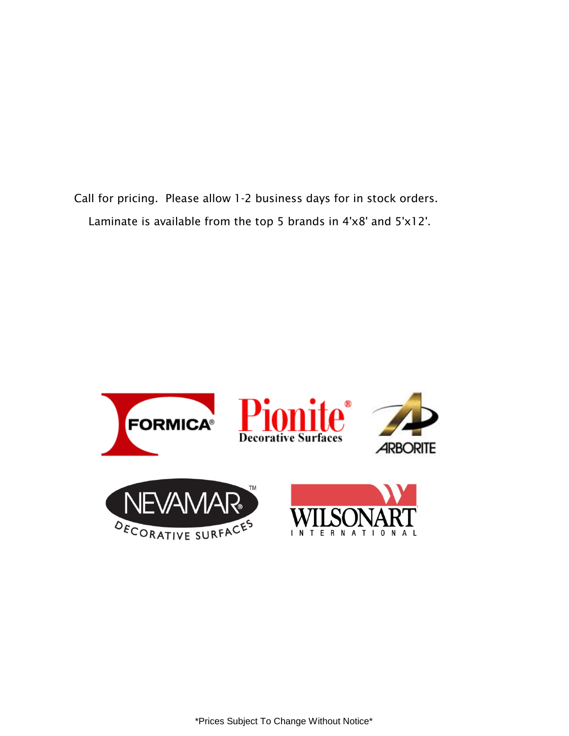Call for pricing. Please allow 1-2 business days for in stock orders.

Laminate is available from the top 5 brands in 4'x8' and 5'x12'.

FORMICA®

Pionite® Decorative Surfaces

ARBORITE

NEVAMAR® DECORATIVE SURFACES

WILSONART INTERNATIONAL

*Prices Subject To Change Without Notice*